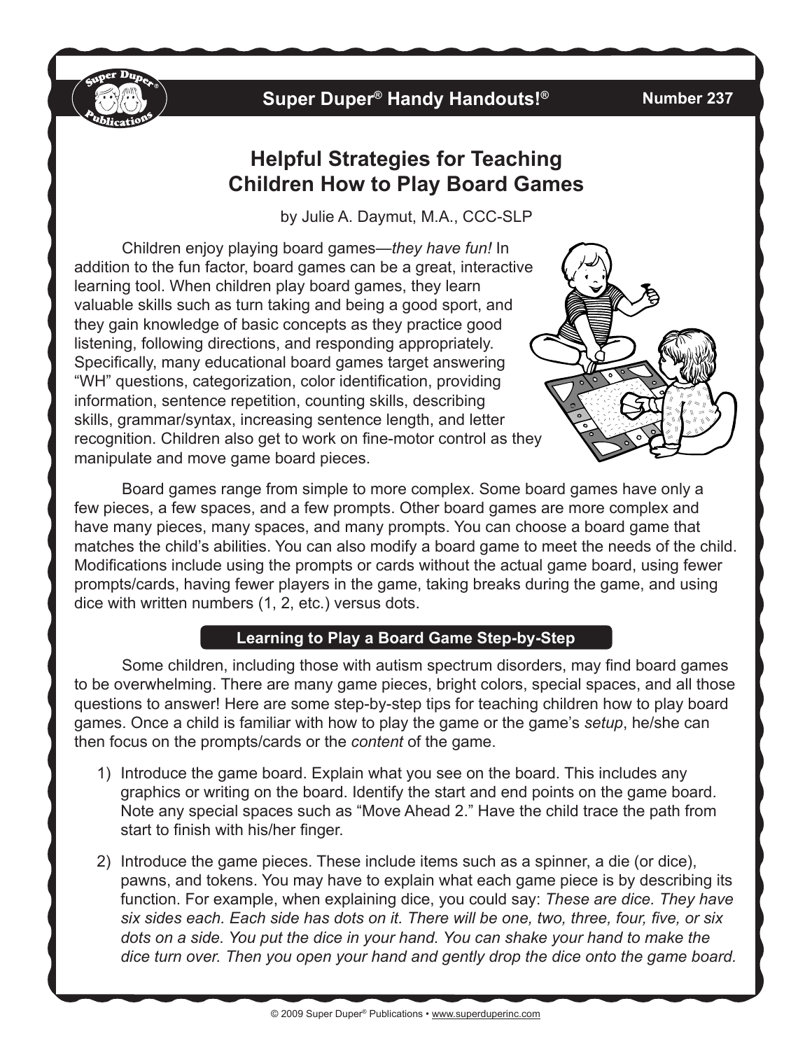Super Duper® Handy Handouts!® Number 237

# Helpful Strategies for Teaching Children How to Play Board Games

by Julie A. Daymut, M.A., CCC-SLP

Children enjoy playing board games—*they have fun!* In addition to the fun factor, board games can be a great, interactive learning tool. When children play board games, they learn valuable skills such as turn taking and being a good sport, and they gain knowledge of basic concepts as they practice good listening, following directions, and responding appropriately. Specifically, many educational board games target answering "WH" questions, categorization, color identification, providing information, sentence repetition, counting skills, describing skills, grammar/syntax, increasing sentence length, and letter recognition. Children also get to work on fine-motor control as they manipulate and move game board pieces.

Board games range from simple to more complex. Some board games have only a few pieces, a few spaces, and a few prompts. Other board games are more complex and have many pieces, many spaces, and many prompts. You can choose a board game that matches the child's abilities. You can also modify a board game to meet the needs of the child. Modifications include using the prompts or cards without the actual game board, using fewer prompts/cards, having fewer players in the game, taking breaks during the game, and using dice with written numbers (1, 2, etc.) versus dots.

## Learning to Play a Board Game Step-by-Step

Some children, including those with autism spectrum disorders, may find board games to be overwhelming. There are many game pieces, bright colors, special spaces, and all those questions to answer! Here are some step-by-step tips for teaching children how to play board games. Once a child is familiar with how to play the game or the game's *setup*, he/she can then focus on the prompts/cards or the *content* of the game.

1) Introduce the game board. Explain what you see on the board. This includes any graphics or writing on the board. Identify the start and end points on the game board. Note any special spaces such as "Move Ahead 2." Have the child trace the path from start to finish with his/her finger.

2) Introduce the game pieces. These include items such as a spinner, a die (or dice), pawns, and tokens. You may have to explain what each game piece is by describing its function. For example, when explaining dice, you could say: *These are dice. They have six sides each. Each side has dots on it. There will be one, two, three, four, five, or six dots on a side. You put the dice in your hand. You can shake your hand to make the dice turn over. Then you open your hand and gently drop the dice onto the game board.*

© 2009 Super Duper® Publications • www.superduperinc.com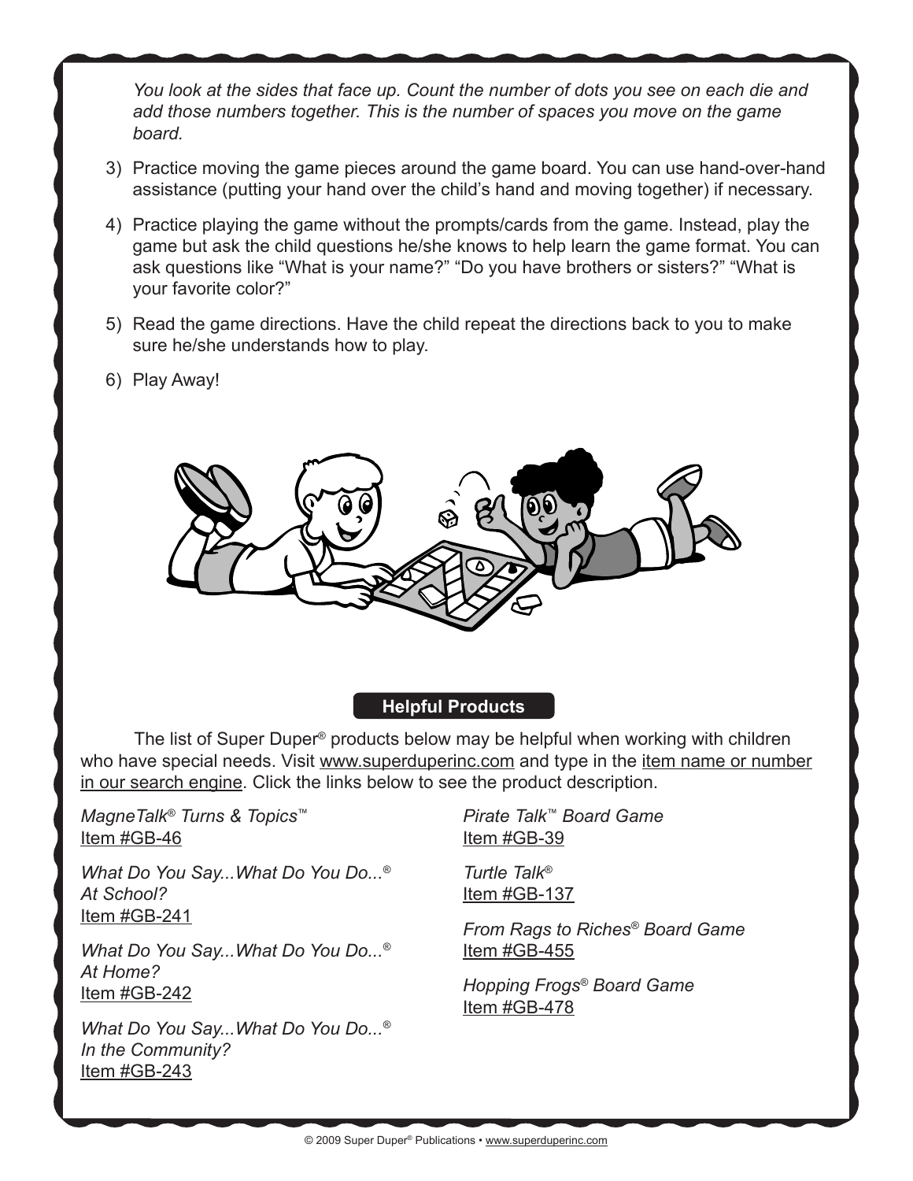*You look at the sides that face up. Count the number of dots you see on each die and add those numbers together. This is the number of spaces you move on the game board.*

3) Practice moving the game pieces around the game board. You can use hand-over-hand assistance (putting your hand over the child's hand and moving together) if necessary.

4) Practice playing the game without the prompts/cards from the game. Instead, play the game but ask the child questions he/she knows to help learn the game format. You can ask questions like "What is your name?" "Do you have brothers or sisters?" "What is your favorite color?"

5) Read the game directions. Have the child repeat the directions back to you to make sure he/she understands how to play.

6) Play Away!

**Helpful Products**

The list of Super Duper® products below may be helpful when working with children who have special needs. Visit www.superduperinc.com and type in the item name or number in our search engine. Click the links below to see the product description.

*MagneTalk® Turns & Topics™*
Item #GB-46

*What Do You Say...What Do You Do...® At School?*
Item #GB-241

*What Do You Say...What Do You Do...® At Home?*
Item #GB-242

*What Do You Say...What Do You Do...® In the Community?*
Item #GB-243

*Pirate Talk™ Board Game*
Item #GB-39

*Turtle Talk®*
Item #GB-137

*From Rags to Riches® Board Game*
Item #GB-455

*Hopping Frogs® Board Game*
Item #GB-478

© 2009 Super Duper® Publications • www.superduperinc.com